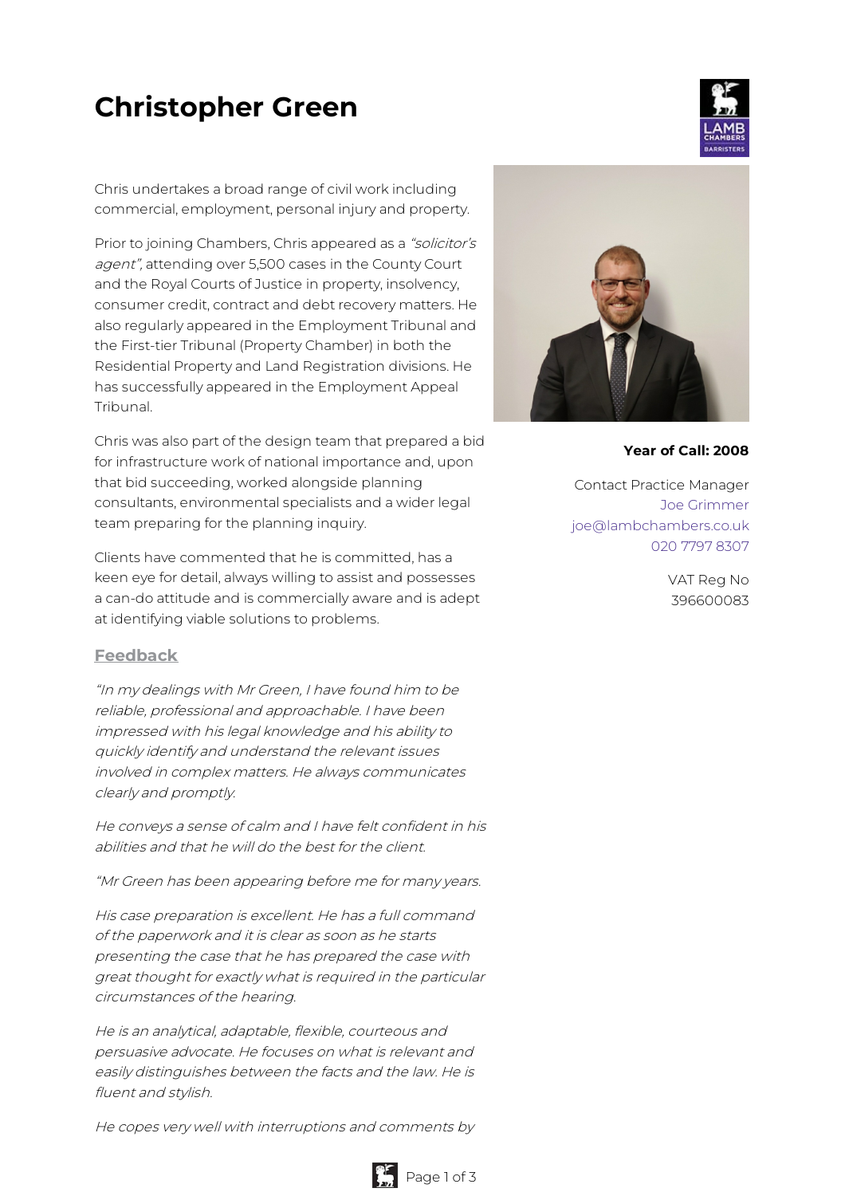# Christopher Green

Chris undertakes a broad range of civil work including commercial, employment, personal injury and property.

Prior to joining Chambers, Chris appeared as a *"solicitor's agent"*, attending over 5,500 cases in the County Court and the Royal Courts of Justice in property, insolvency, consumer credit, contract and debt recovery matters. He also regularly appeared in the Employment Tribunal and the First-tier Tribunal (Property Chamber) in both the Residential Property and Land Registration divisions. He has successfully appeared in the Employment Appeal Tribunal.

Chris was also part of the design team that prepared a bid for infrastructure work of national importance and, upon that bid succeeding, worked alongside planning consultants, environmental specialists and a wider legal team preparing for the planning inquiry.

Clients have commented that he is committed, has a keen eye for detail, always willing to assist and possesses a can-do attitude and is commercially aware and is adept at identifying viable solutions to problems.

**Year of Call: 2008**

Contact Practice Manager
Joe Grimmer
joe@lambchambers.co.uk
020 7797 8307

VAT Reg No
396600083

## Feedback

*"In my dealings with Mr Green, I have found him to be reliable, professional and approachable. I have been impressed with his legal knowledge and his ability to quickly identify and understand the relevant issues involved in complex matters. He always communicates clearly and promptly.*

*He conveys a sense of calm and I have felt confident in his abilities and that he will do the best for the client.*

*"Mr Green has been appearing before me for many years.*

*His case preparation is excellent. He has a full command of the paperwork and it is clear as soon as he starts presenting the case that he has prepared the case with great thought for exactly what is required in the particular circumstances of the hearing.*

*He is an analytical, adaptable, flexible, courteous and persuasive advocate. He focuses on what is relevant and easily distinguishes between the facts and the law. He is fluent and stylish.*

*He copes very well with interruptions and comments by*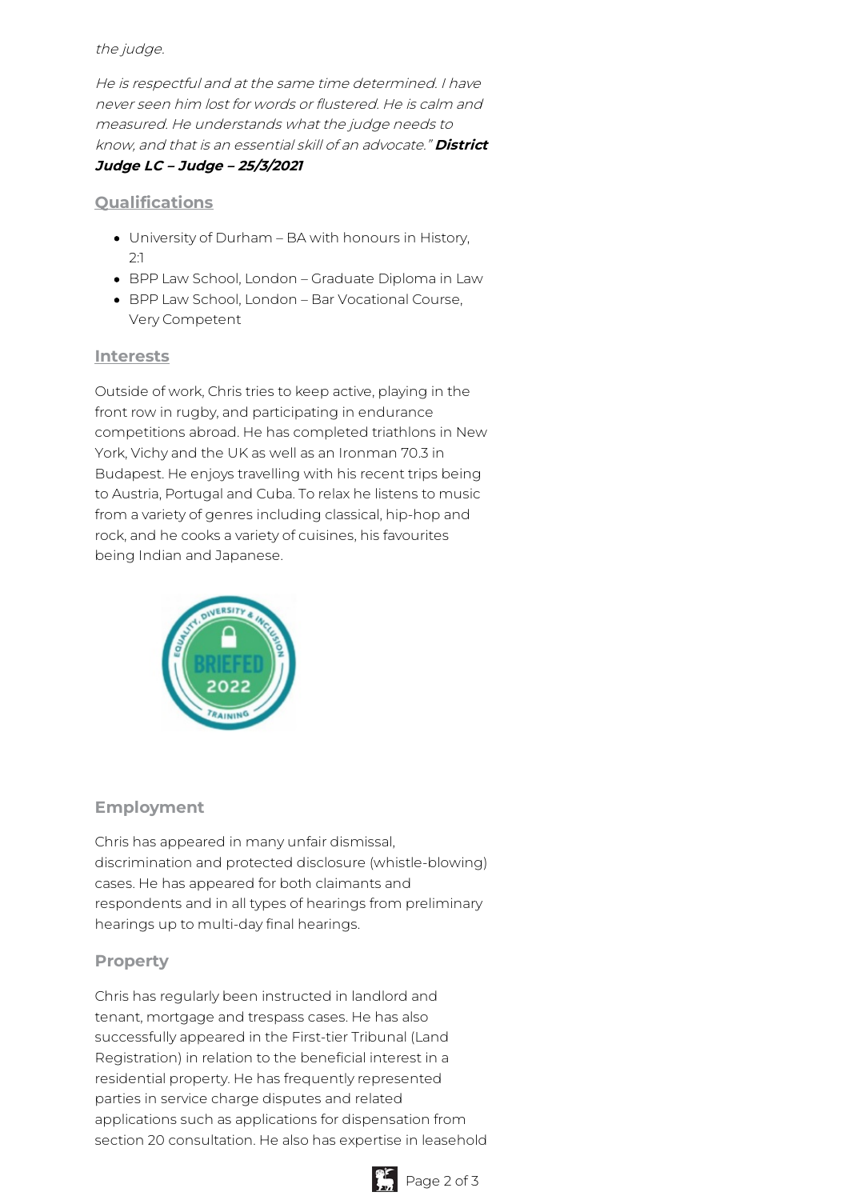*the judge.*

*He is respectful and at the same time determined. I have never seen him lost for words or flustered. He is calm and measured. He understands what the judge needs to know, and that is an essential skill of an advocate."* ***District Judge LC – Judge – 25/3/2021***

## Qualifications

- University of Durham – BA with honours in History, 2:1
- BPP Law School, London – Graduate Diploma in Law
- BPP Law School, London – Bar Vocational Course, Very Competent

## Interests

Outside of work, Chris tries to keep active, playing in the front row in rugby, and participating in endurance competitions abroad. He has completed triathlons in New York, Vichy and the UK as well as an Ironman 70.3 in Budapest. He enjoys travelling with his recent trips being to Austria, Portugal and Cuba. To relax he listens to music from a variety of genres including classical, hip-hop and rock, and he cooks a variety of cuisines, his favourites being Indian and Japanese.

## Employment

Chris has appeared in many unfair dismissal, discrimination and protected disclosure (whistle-blowing) cases. He has appeared for both claimants and respondents and in all types of hearings from preliminary hearings up to multi-day final hearings.

## Property

Chris has regularly been instructed in landlord and tenant, mortgage and trespass cases. He has also successfully appeared in the First-tier Tribunal (Land Registration) in relation to the beneficial interest in a residential property. He has frequently represented parties in service charge disputes and related applications such as applications for dispensation from section 20 consultation. He also has expertise in leasehold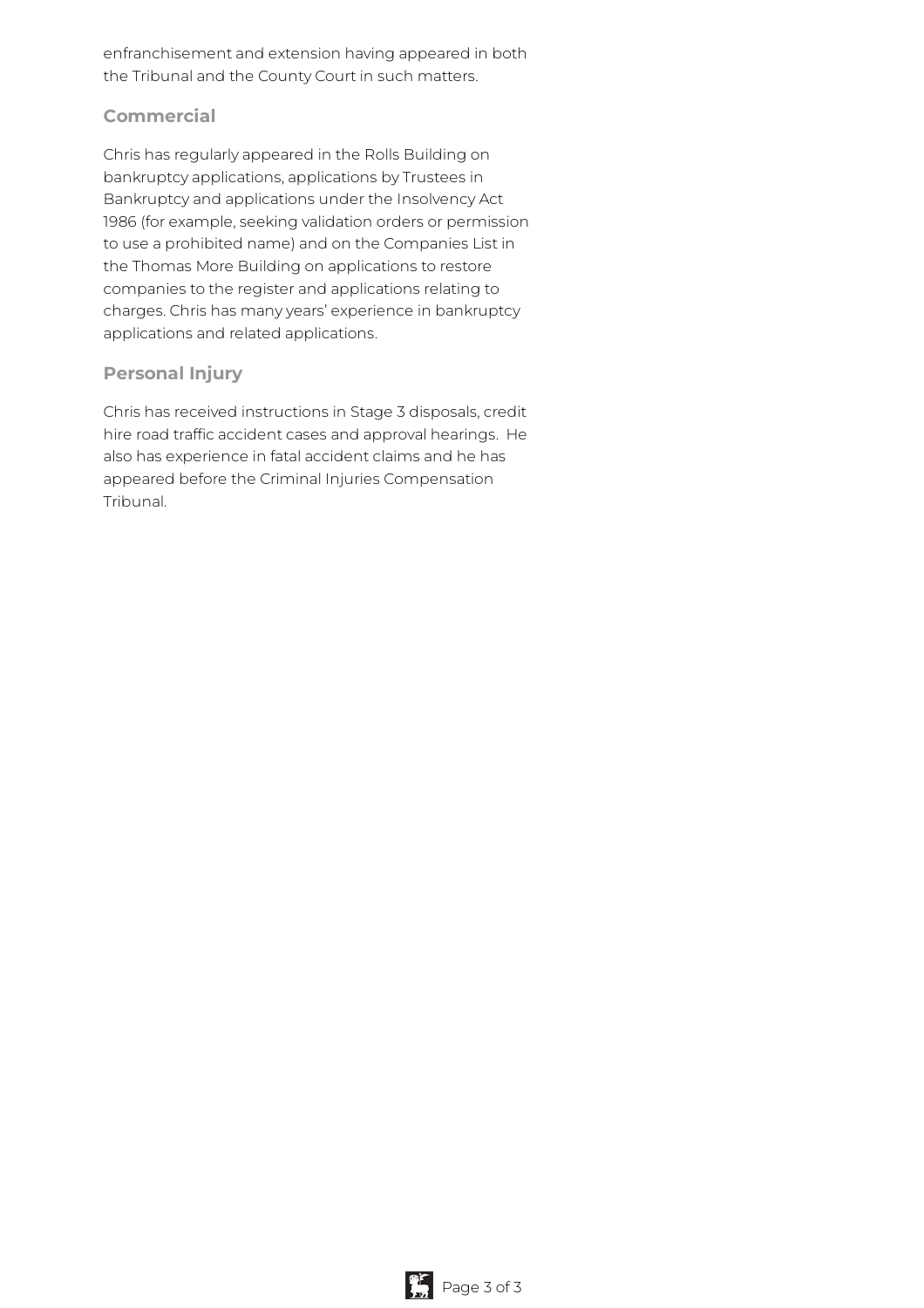enfranchisement and extension having appeared in both the Tribunal and the County Court in such matters.

### Commercial

Chris has regularly appeared in the Rolls Building on bankruptcy applications, applications by Trustees in Bankruptcy and applications under the Insolvency Act 1986 (for example, seeking validation orders or permission to use a prohibited name) and on the Companies List in the Thomas More Building on applications to restore companies to the register and applications relating to charges. Chris has many years' experience in bankruptcy applications and related applications.

### Personal Injury

Chris has received instructions in Stage 3 disposals, credit hire road traffic accident cases and approval hearings. He also has experience in fatal accident claims and he has appeared before the Criminal Injuries Compensation Tribunal.